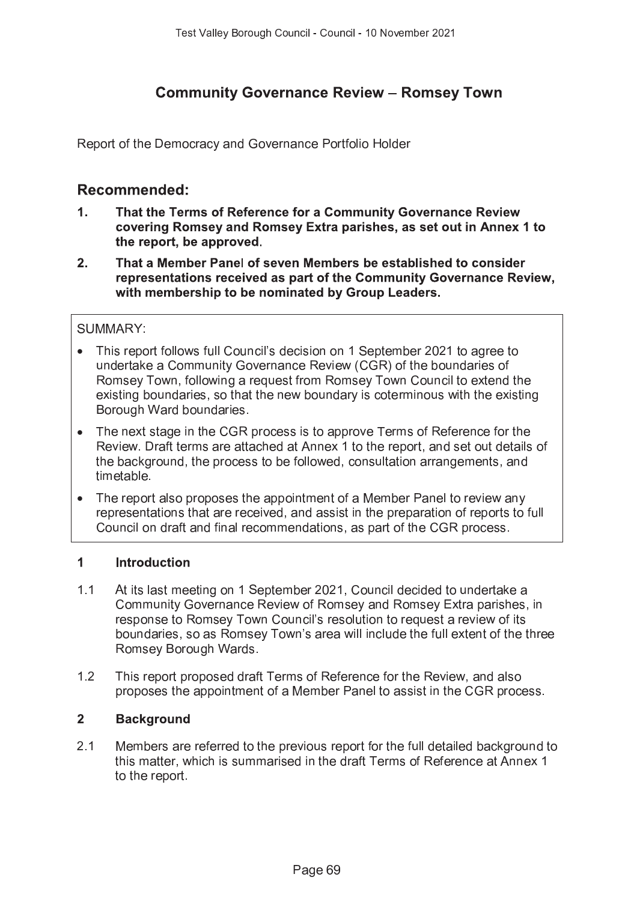# Community Governance Review – Romsey Town

Report of the Democracy and Governance Portfolio Holder

## Recommended:

1. **That the Terms of Reference for a Community Governance Review covering Romsey and Romsey Extra parishes, as set out in Annex 1 to the report, be approved.**
2. **That a Member Panel of seven Members be established to consider representations received as part of the Community Governance Review, with membership to be nominated by Group Leaders.**

SUMMARY:

- This report follows full Council's decision on 1 September 2021 to agree to undertake a Community Governance Review (CGR) of the boundaries of Romsey Town, following a request from Romsey Town Council to extend the existing boundaries, so that the new boundary is coterminous with the existing Borough Ward boundaries.
- The next stage in the CGR process is to approve Terms of Reference for the Review. Draft terms are attached at Annex 1 to the report, and set out details of the background, the process to be followed, consultation arrangements, and timetable.
- The report also proposes the appointment of a Member Panel to review any representations that are received, and assist in the preparation of reports to full Council on draft and final recommendations, as part of the CGR process.

## 1 Introduction

1.1 At its last meeting on 1 September 2021, Council decided to undertake a Community Governance Review of Romsey and Romsey Extra parishes, in response to Romsey Town Council's resolution to request a review of its boundaries, so as Romsey Town's area will include the full extent of the three Romsey Borough Wards.

1.2 This report proposed draft Terms of Reference for the Review, and also proposes the appointment of a Member Panel to assist in the CGR process.

## 2 Background

2.1 Members are referred to the previous report for the full detailed background to this matter, which is summarised in the draft Terms of Reference at Annex 1 to the report.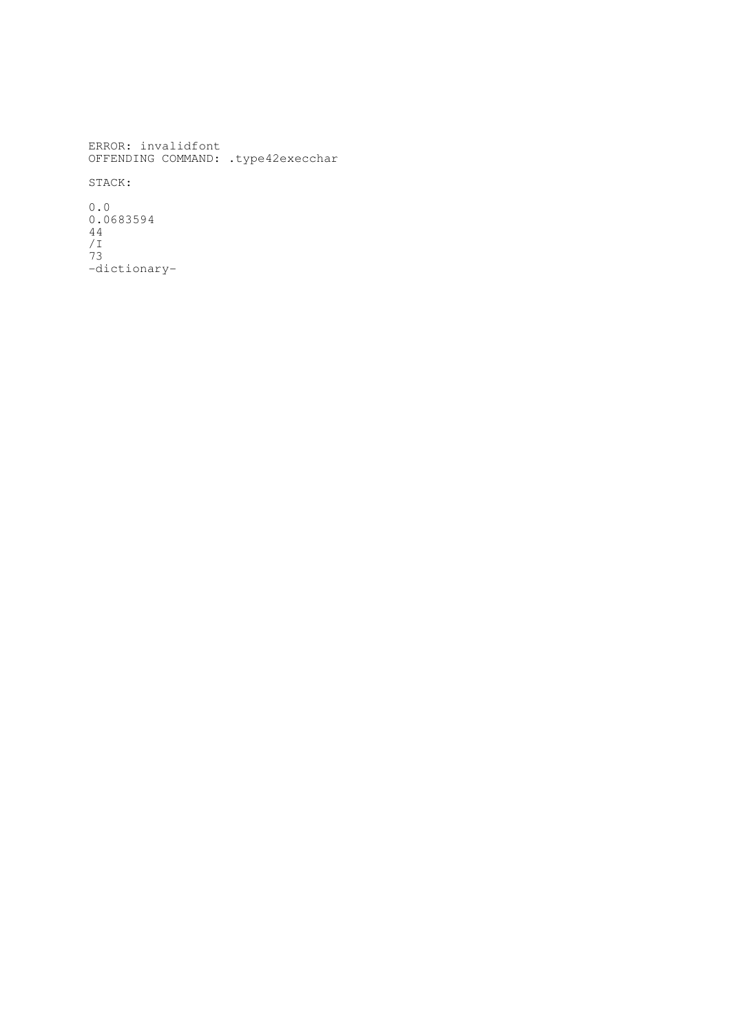ERROR: invalidfont
OFFENDING COMMAND: .type42execchar

STACK:

0.0
0.0683594
44
/I
73
-dictionary-